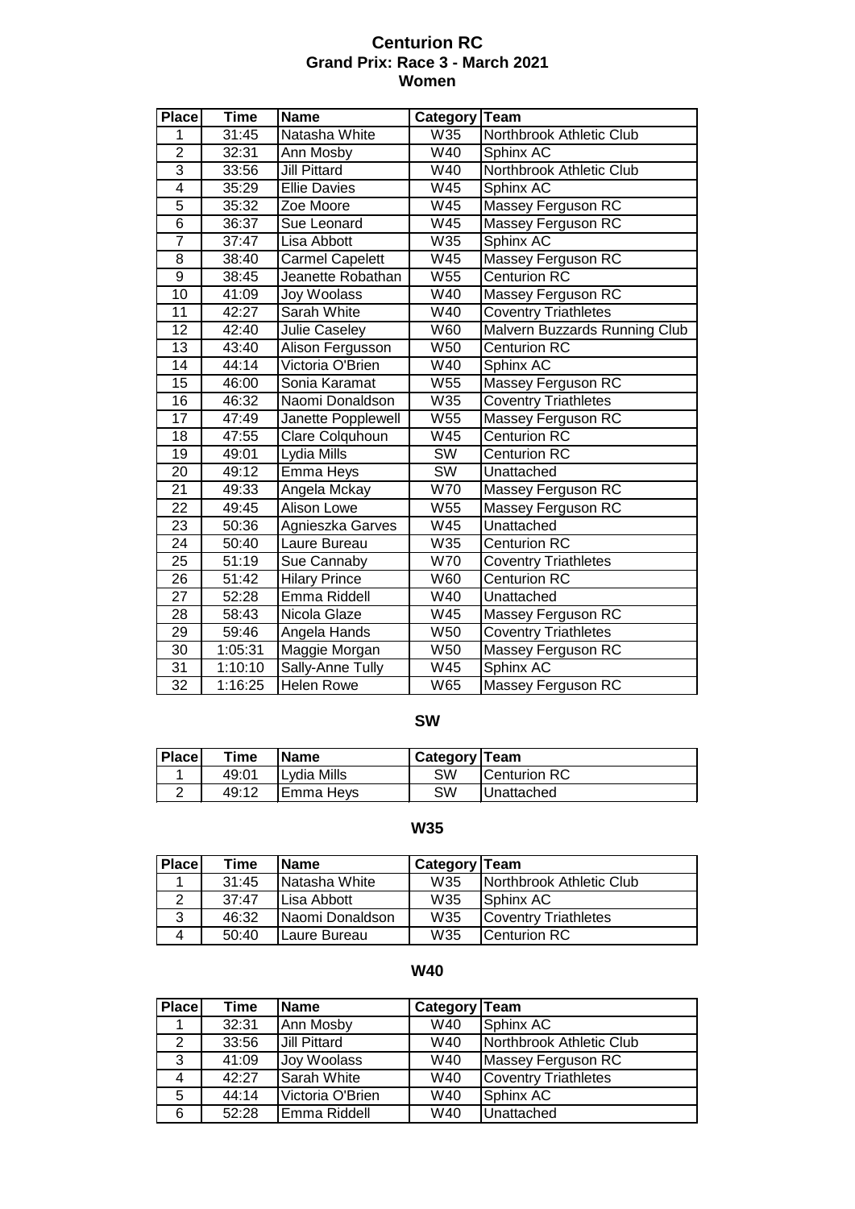# Centurion RC
## Grand Prix: Race 3 - March 2021
## Women

| Place | Time | Name | Category | Team |
|---|---|---|---|---|
| 1 | 31:45 | Natasha White | W35 | Northbrook Athletic Club |
| 2 | 32:31 | Ann Mosby | W40 | Sphinx AC |
| 3 | 33:56 | Jill Pittard | W40 | Northbrook Athletic Club |
| 4 | 35:29 | Ellie Davies | W45 | Sphinx AC |
| 5 | 35:32 | Zoe Moore | W45 | Massey Ferguson RC |
| 6 | 36:37 | Sue Leonard | W45 | Massey Ferguson RC |
| 7 | 37:47 | Lisa Abbott | W35 | Sphinx AC |
| 8 | 38:40 | Carmel Capelett | W45 | Massey Ferguson RC |
| 9 | 38:45 | Jeanette Robathan | W55 | Centurion RC |
| 10 | 41:09 | Joy Woolass | W40 | Massey Ferguson RC |
| 11 | 42:27 | Sarah White | W40 | Coventry Triathletes |
| 12 | 42:40 | Julie Caseley | W60 | Malvern Buzzards Running Club |
| 13 | 43:40 | Alison Fergusson | W50 | Centurion RC |
| 14 | 44:14 | Victoria O'Brien | W40 | Sphinx AC |
| 15 | 46:00 | Sonia Karamat | W55 | Massey Ferguson RC |
| 16 | 46:32 | Naomi Donaldson | W35 | Coventry Triathletes |
| 17 | 47:49 | Janette Popplewell | W55 | Massey Ferguson RC |
| 18 | 47:55 | Clare Colquhoun | W45 | Centurion RC |
| 19 | 49:01 | Lydia Mills | SW | Centurion RC |
| 20 | 49:12 | Emma Heys | SW | Unattached |
| 21 | 49:33 | Angela Mckay | W70 | Massey Ferguson RC |
| 22 | 49:45 | Alison Lowe | W55 | Massey Ferguson RC |
| 23 | 50:36 | Agnieszka Garves | W45 | Unattached |
| 24 | 50:40 | Laure Bureau | W35 | Centurion RC |
| 25 | 51:19 | Sue Cannaby | W70 | Coventry Triathletes |
| 26 | 51:42 | Hilary Prince | W60 | Centurion RC |
| 27 | 52:28 | Emma Riddell | W40 | Unattached |
| 28 | 58:43 | Nicola Glaze | W45 | Massey Ferguson RC |
| 29 | 59:46 | Angela Hands | W50 | Coventry Triathletes |
| 30 | 1:05:31 | Maggie Morgan | W50 | Massey Ferguson RC |
| 31 | 1:10:10 | Sally-Anne Tully | W45 | Sphinx AC |
| 32 | 1:16:25 | Helen Rowe | W65 | Massey Ferguson RC |

### SW

| Place | Time | Name | Category | Team |
|---|---|---|---|---|
| 1 | 49:01 | Lydia Mills | SW | Centurion RC |
| 2 | 49:12 | Emma Heys | SW | Unattached |

### W35

| Place | Time | Name | Category | Team |
|---|---|---|---|---|
| 1 | 31:45 | Natasha White | W35 | Northbrook Athletic Club |
| 2 | 37:47 | Lisa Abbott | W35 | Sphinx AC |
| 3 | 46:32 | Naomi Donaldson | W35 | Coventry Triathletes |
| 4 | 50:40 | Laure Bureau | W35 | Centurion RC |

### W40

| Place | Time | Name | Category | Team |
|---|---|---|---|---|
| 1 | 32:31 | Ann Mosby | W40 | Sphinx AC |
| 2 | 33:56 | Jill Pittard | W40 | Northbrook Athletic Club |
| 3 | 41:09 | Joy Woolass | W40 | Massey Ferguson RC |
| 4 | 42:27 | Sarah White | W40 | Coventry Triathletes |
| 5 | 44:14 | Victoria O'Brien | W40 | Sphinx AC |
| 6 | 52:28 | Emma Riddell | W40 | Unattached |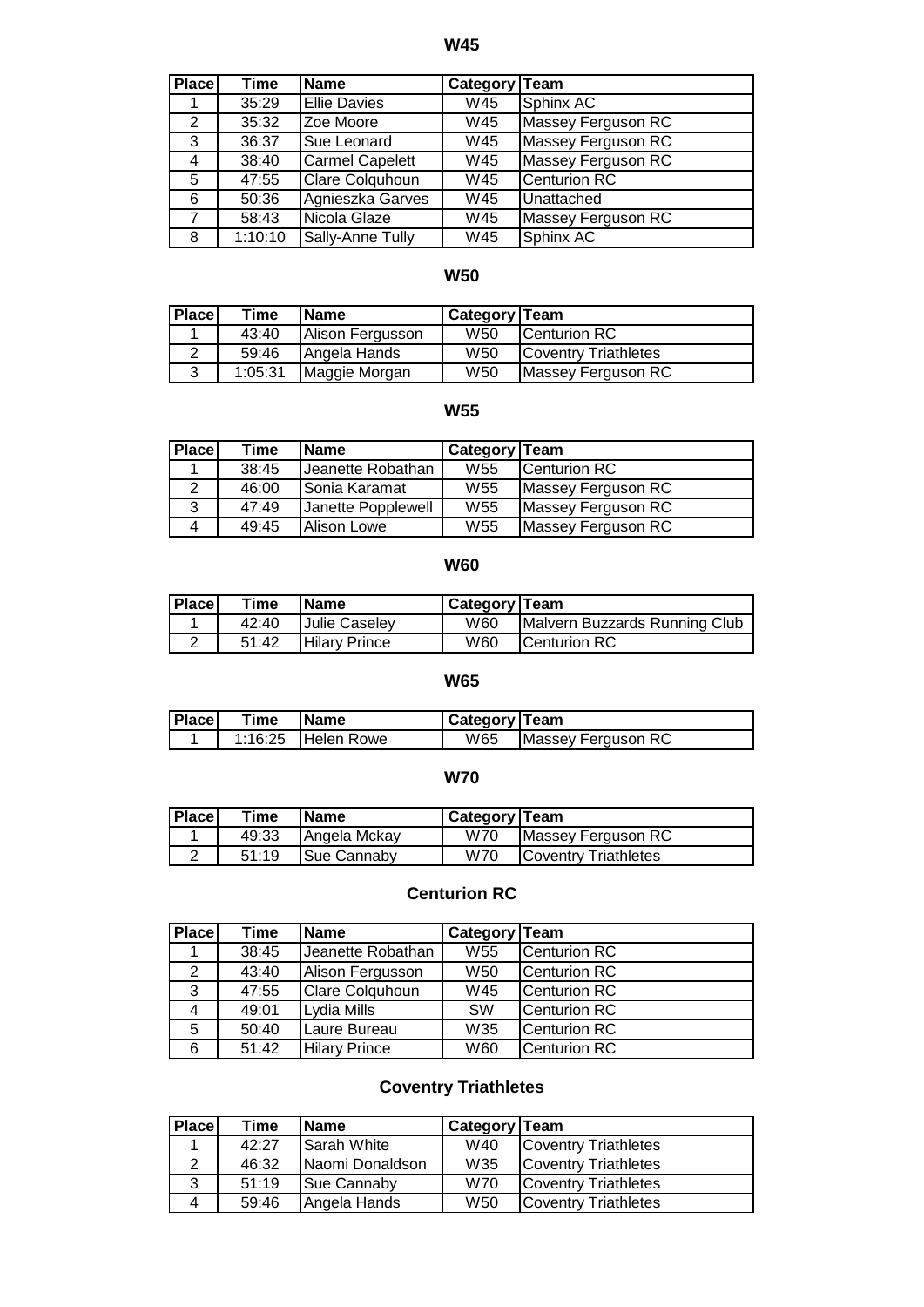### W45

| Place | Time | Name | Category | Team |
|---|---|---|---|---|
| 1 | 35:29 | Ellie Davies | W45 | Sphinx AC |
| 2 | 35:32 | Zoe Moore | W45 | Massey Ferguson RC |
| 3 | 36:37 | Sue Leonard | W45 | Massey Ferguson RC |
| 4 | 38:40 | Carmel Capelett | W45 | Massey Ferguson RC |
| 5 | 47:55 | Clare Colquhoun | W45 | Centurion RC |
| 6 | 50:36 | Agnieszka Garves | W45 | Unattached |
| 7 | 58:43 | Nicola Glaze | W45 | Massey Ferguson RC |
| 8 | 1:10:10 | Sally-Anne Tully | W45 | Sphinx AC |

### W50

| Place | Time | Name | Category | Team |
|---|---|---|---|---|
| 1 | 43:40 | Alison Fergusson | W50 | Centurion RC |
| 2 | 59:46 | Angela Hands | W50 | Coventry Triathletes |
| 3 | 1:05:31 | Maggie Morgan | W50 | Massey Ferguson RC |

### W55

| Place | Time | Name | Category | Team |
|---|---|---|---|---|
| 1 | 38:45 | Jeanette Robathan | W55 | Centurion RC |
| 2 | 46:00 | Sonia Karamat | W55 | Massey Ferguson RC |
| 3 | 47:49 | Janette Popplewell | W55 | Massey Ferguson RC |
| 4 | 49:45 | Alison Lowe | W55 | Massey Ferguson RC |

### W60

| Place | Time | Name | Category | Team |
|---|---|---|---|---|
| 1 | 42:40 | Julie Caseley | W60 | Malvern Buzzards Running Club |
| 2 | 51:42 | Hilary Prince | W60 | Centurion RC |

### W65

| Place | Time | Name | Category | Team |
|---|---|---|---|---|
| 1 | 1:16:25 | Helen Rowe | W65 | Massey Ferguson RC |

### W70

| Place | Time | Name | Category | Team |
|---|---|---|---|---|
| 1 | 49:33 | Angela Mckay | W70 | Massey Ferguson RC |
| 2 | 51:19 | Sue Cannaby | W70 | Coventry Triathletes |

### Centurion RC

| Place | Time | Name | Category | Team |
|---|---|---|---|---|
| 1 | 38:45 | Jeanette Robathan | W55 | Centurion RC |
| 2 | 43:40 | Alison Fergusson | W50 | Centurion RC |
| 3 | 47:55 | Clare Colquhoun | W45 | Centurion RC |
| 4 | 49:01 | Lydia Mills | SW | Centurion RC |
| 5 | 50:40 | Laure Bureau | W35 | Centurion RC |
| 6 | 51:42 | Hilary Prince | W60 | Centurion RC |

### Coventry Triathletes

| Place | Time | Name | Category | Team |
|---|---|---|---|---|
| 1 | 42:27 | Sarah White | W40 | Coventry Triathletes |
| 2 | 46:32 | Naomi Donaldson | W35 | Coventry Triathletes |
| 3 | 51:19 | Sue Cannaby | W70 | Coventry Triathletes |
| 4 | 59:46 | Angela Hands | W50 | Coventry Triathletes |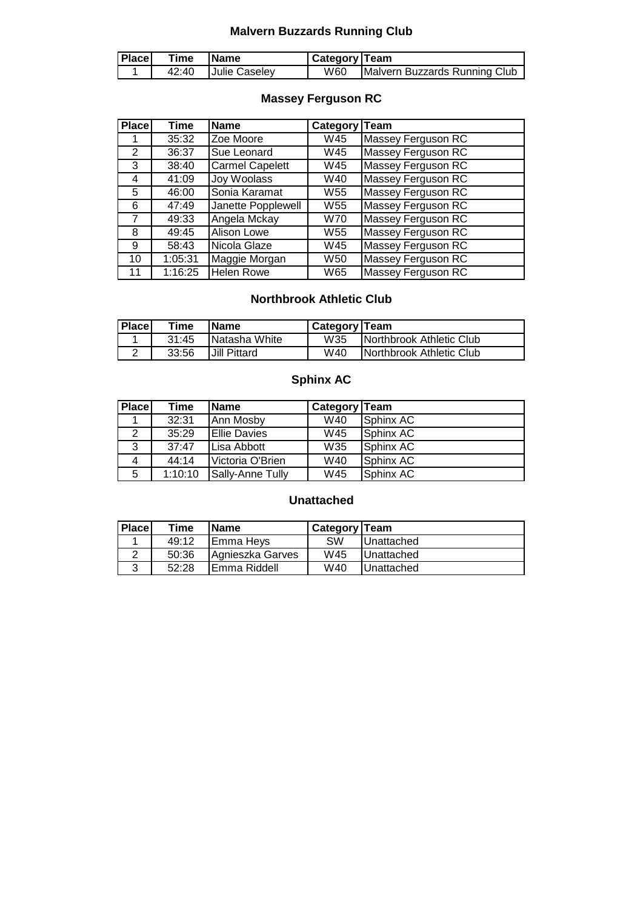## Malvern Buzzards Running Club

| Place | Time | Name | Category | Team |
|---|---|---|---|---|
| 1 | 42:40 | Julie Caseley | W60 | Malvern Buzzards Running Club |

## Massey Ferguson RC

| Place | Time | Name | Category | Team |
|---|---|---|---|---|
| 1 | 35:32 | Zoe Moore | W45 | Massey Ferguson RC |
| 2 | 36:37 | Sue Leonard | W45 | Massey Ferguson RC |
| 3 | 38:40 | Carmel Capelett | W45 | Massey Ferguson RC |
| 4 | 41:09 | Joy Woolass | W40 | Massey Ferguson RC |
| 5 | 46:00 | Sonia Karamat | W55 | Massey Ferguson RC |
| 6 | 47:49 | Janette Popplewell | W55 | Massey Ferguson RC |
| 7 | 49:33 | Angela Mckay | W70 | Massey Ferguson RC |
| 8 | 49:45 | Alison Lowe | W55 | Massey Ferguson RC |
| 9 | 58:43 | Nicola Glaze | W45 | Massey Ferguson RC |
| 10 | 1:05:31 | Maggie Morgan | W50 | Massey Ferguson RC |
| 11 | 1:16:25 | Helen Rowe | W65 | Massey Ferguson RC |

## Northbrook Athletic Club

| Place | Time | Name | Category | Team |
|---|---|---|---|---|
| 1 | 31:45 | Natasha White | W35 | Northbrook Athletic Club |
| 2 | 33:56 | Jill Pittard | W40 | Northbrook Athletic Club |

## Sphinx AC

| Place | Time | Name | Category | Team |
|---|---|---|---|---|
| 1 | 32:31 | Ann Mosby | W40 | Sphinx AC |
| 2 | 35:29 | Ellie Davies | W45 | Sphinx AC |
| 3 | 37:47 | Lisa Abbott | W35 | Sphinx AC |
| 4 | 44:14 | Victoria O'Brien | W40 | Sphinx AC |
| 5 | 1:10:10 | Sally-Anne Tully | W45 | Sphinx AC |

## Unattached

| Place | Time | Name | Category | Team |
|---|---|---|---|---|
| 1 | 49:12 | Emma Heys | SW | Unattached |
| 2 | 50:36 | Agnieszka Garves | W45 | Unattached |
| 3 | 52:28 | Emma Riddell | W40 | Unattached |